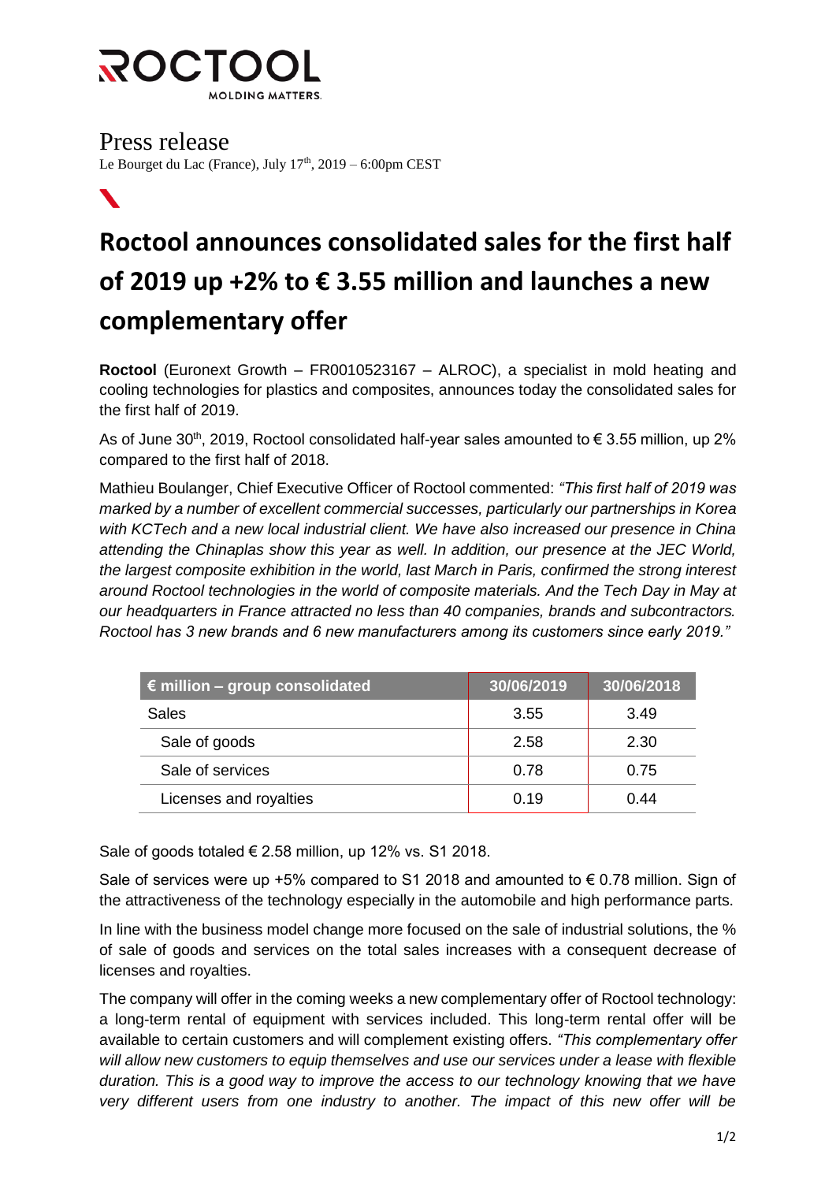ROCTOOL
MOLDING MATTERS.

Press release
Le Bourget du Lac (France), July 17th, 2019 – 6:00pm CEST

# Roctool announces consolidated sales for the first half of 2019 up +2% to € 3.55 million and launches a new complementary offer

**Roctool** (Euronext Growth – FR0010523167 – ALROC), a specialist in mold heating and cooling technologies for plastics and composites, announces today the consolidated sales for the first half of 2019.

As of June 30th, 2019, Roctool consolidated half-year sales amounted to € 3.55 million, up 2% compared to the first half of 2018.

Mathieu Boulanger, Chief Executive Officer of Roctool commented: *"This first half of 2019 was marked by a number of excellent commercial successes, particularly our partnerships in Korea with KCTech and a new local industrial client. We have also increased our presence in China attending the Chinaplas show this year as well. In addition, our presence at the JEC World, the largest composite exhibition in the world, last March in Paris, confirmed the strong interest around Roctool technologies in the world of composite materials. And the Tech Day in May at our headquarters in France attracted no less than 40 companies, brands and subcontractors. Roctool has 3 new brands and 6 new manufacturers among its customers since early 2019."*

| € million – group consolidated | 30/06/2019 | 30/06/2018 |
|---|---|---|
| Sales | 3.55 | 3.49 |
| Sale of goods | 2.58 | 2.30 |
| Sale of services | 0.78 | 0.75 |
| Licenses and royalties | 0.19 | 0.44 |

Sale of goods totaled € 2.58 million, up 12% vs. S1 2018.

Sale of services were up +5% compared to S1 2018 and amounted to € 0.78 million. Sign of the attractiveness of the technology especially in the automobile and high performance parts.

In line with the business model change more focused on the sale of industrial solutions, the % of sale of goods and services on the total sales increases with a consequent decrease of licenses and royalties.

The company will offer in the coming weeks a new complementary offer of Roctool technology: a long-term rental of equipment with services included. This long-term rental offer will be available to certain customers and will complement existing offers. *"This complementary offer will allow new customers to equip themselves and use our services under a lease with flexible duration. This is a good way to improve the access to our technology knowing that we have very different users from one industry to another. The impact of this new offer will be*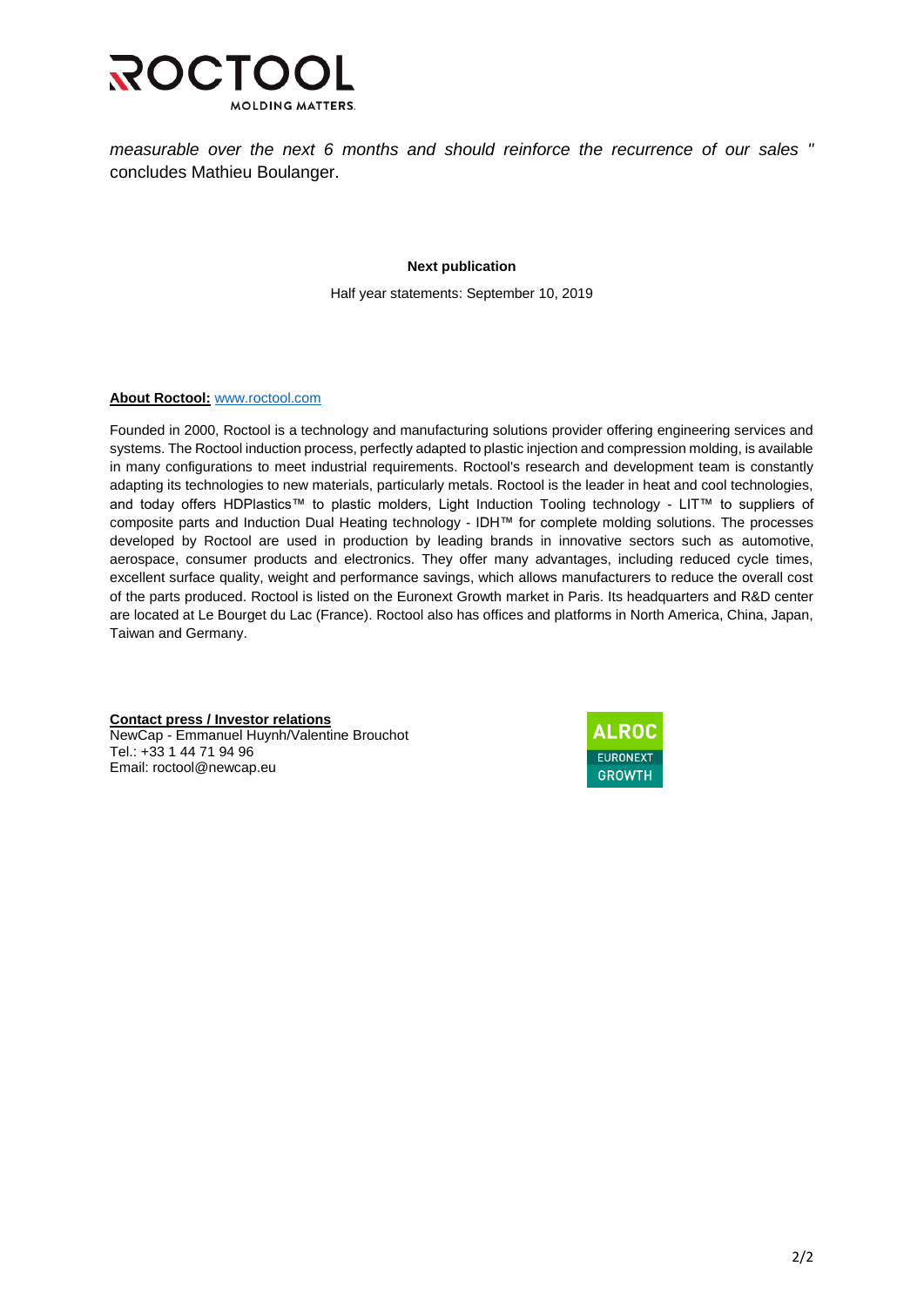*measurable over the next 6 months and should reinforce the recurrence of our sales "* concludes Mathieu Boulanger.

**Next publication**

Half year statements: September 10, 2019

**About Roctool:** www.roctool.com

Founded in 2000, Roctool is a technology and manufacturing solutions provider offering engineering services and systems. The Roctool induction process, perfectly adapted to plastic injection and compression molding, is available in many configurations to meet industrial requirements. Roctool's research and development team is constantly adapting its technologies to new materials, particularly metals. Roctool is the leader in heat and cool technologies, and today offers HDPlastics™ to plastic molders, Light Induction Tooling technology - LIT™ to suppliers of composite parts and Induction Dual Heating technology - IDH™ for complete molding solutions. The processes developed by Roctool are used in production by leading brands in innovative sectors such as automotive, aerospace, consumer products and electronics. They offer many advantages, including reduced cycle times, excellent surface quality, weight and performance savings, which allows manufacturers to reduce the overall cost of the parts produced. Roctool is listed on the Euronext Growth market in Paris. Its headquarters and R&D center are located at Le Bourget du Lac (France). Roctool also has offices and platforms in North America, China, Japan, Taiwan and Germany.

**Contact press / Investor relations**
NewCap - Emmanuel Huynh/Valentine Brouchot
Tel.: +33 1 44 71 94 96
Email: roctool@newcap.eu

ALROC
EURONEXT
GROWTH